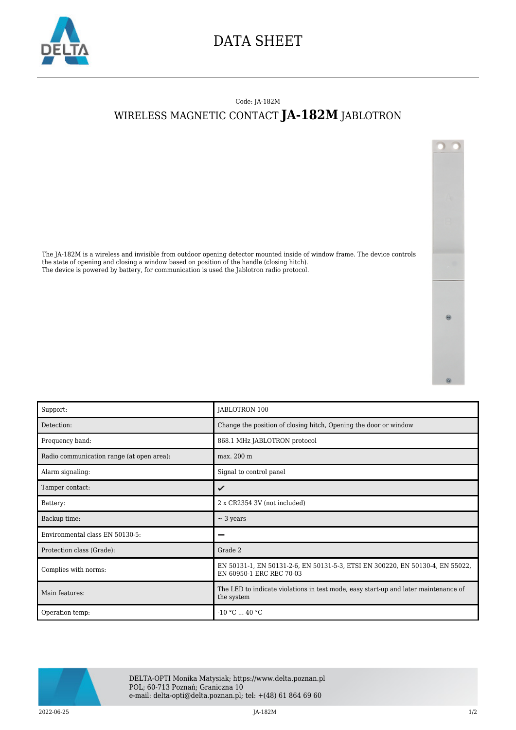# DATA SHEET

Code: JA-182M

## WIRELESS MAGNETIC CONTACT **JA-182M** JABLOTRON

The JA-182M is a wireless and invisible from outdoor opening detector mounted inside of window frame. The device controls the state of opening and closing a window based on position of the handle (closing hitch).
The device is powered by battery, for communication is used the Jablotron radio protocol.

| | |
|---|---|
| Support: | JABLOTRON 100 |
| Detection: | Change the position of closing hitch, Opening the door or window |
| Frequency band: | 868.1 MHz JABLOTRON protocol |
| Radio communication range (at open area): | max. 200 m |
| Alarm signaling: | Signal to control panel |
| Tamper contact: | ✔ |
| Battery: | 2 x CR2354 3V (not included) |
| Backup time: | ~ 3 years |
| Environmental class EN 50130-5: | – |
| Protection class (Grade): | Grade 2 |
| Complies with norms: | EN 50131-1, EN 50131-2-6, EN 50131-5-3, ETSI EN 300220, EN 50130-4, EN 55022, EN 60950-1 ERC REC 70-03 |
| Main features: | The LED to indicate violations in test mode, easy start-up and later maintenance of the system |
| Operation temp: | -10 °C ... 40 °C |

DELTA-OPTI Monika Matysiak; https://www.delta.poznan.pl
POL; 60-713 Poznań; Graniczna 10
e-mail: delta-opti@delta.poznan.pl; tel: +(48) 61 864 69 60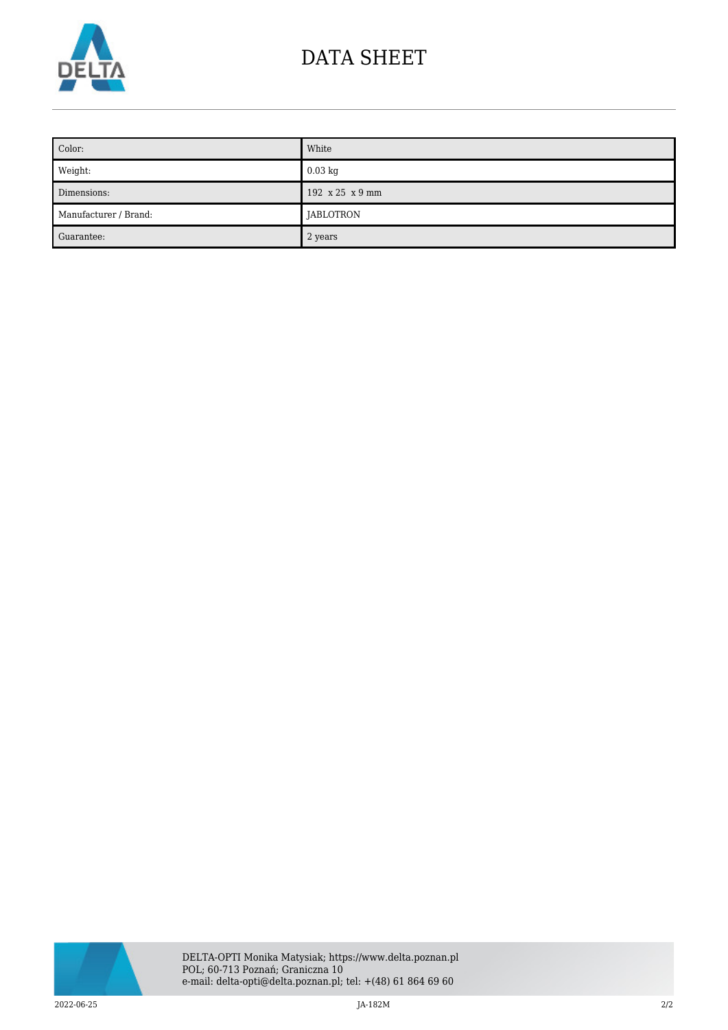# DATA SHEET

| | |
|---|---|
| Color: | White |
| Weight: | 0.03 kg |
| Dimensions: | 192 x 25 x 9 mm |
| Manufacturer / Brand: | JABLOTRON |
| Guarantee: | 2 years |

DELTA-OPTI Monika Matysiak; https://www.delta.poznan.pl
POL; 60-713 Poznań; Graniczna 10
e-mail: delta-opti@delta.poznan.pl; tel: +(48) 61 864 69 60